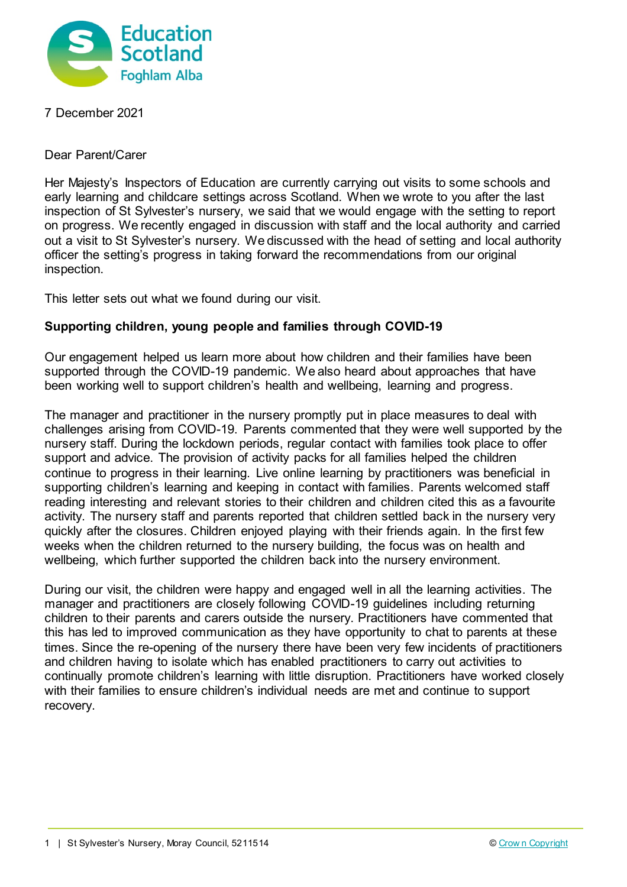7 December 2021

Dear Parent/Carer

Her Majesty's Inspectors of Education are currently carrying out visits to some schools and early learning and childcare settings across Scotland. When we wrote to you after the last inspection of St Sylvester's nursery, we said that we would engage with the setting to report on progress. We recently engaged in discussion with staff and the local authority and carried out a visit to St Sylvester's nursery. We discussed with the head of setting and local authority officer the setting's progress in taking forward the recommendations from our original inspection.

This letter sets out what we found during our visit.

**Supporting children, young people and families through COVID-19**

Our engagement helped us learn more about how children and their families have been supported through the COVID-19 pandemic. We also heard about approaches that have been working well to support children's health and wellbeing, learning and progress.

The manager and practitioner in the nursery promptly put in place measures to deal with challenges arising from COVID-19. Parents commented that they were well supported by the nursery staff. During the lockdown periods, regular contact with families took place to offer support and advice. The provision of activity packs for all families helped the children continue to progress in their learning. Live online learning by practitioners was beneficial in supporting children's learning and keeping in contact with families. Parents welcomed staff reading interesting and relevant stories to their children and children cited this as a favourite activity. The nursery staff and parents reported that children settled back in the nursery very quickly after the closures. Children enjoyed playing with their friends again. In the first few weeks when the children returned to the nursery building, the focus was on health and wellbeing, which further supported the children back into the nursery environment.

During our visit, the children were happy and engaged well in all the learning activities. The manager and practitioners are closely following COVID-19 guidelines including returning children to their parents and carers outside the nursery. Practitioners have commented that this has led to improved communication as they have opportunity to chat to parents at these times. Since the re-opening of the nursery there have been very few incidents of practitioners and children having to isolate which has enabled practitioners to carry out activities to continually promote children's learning with little disruption. Practitioners have worked closely with their families to ensure children's individual needs are met and continue to support recovery.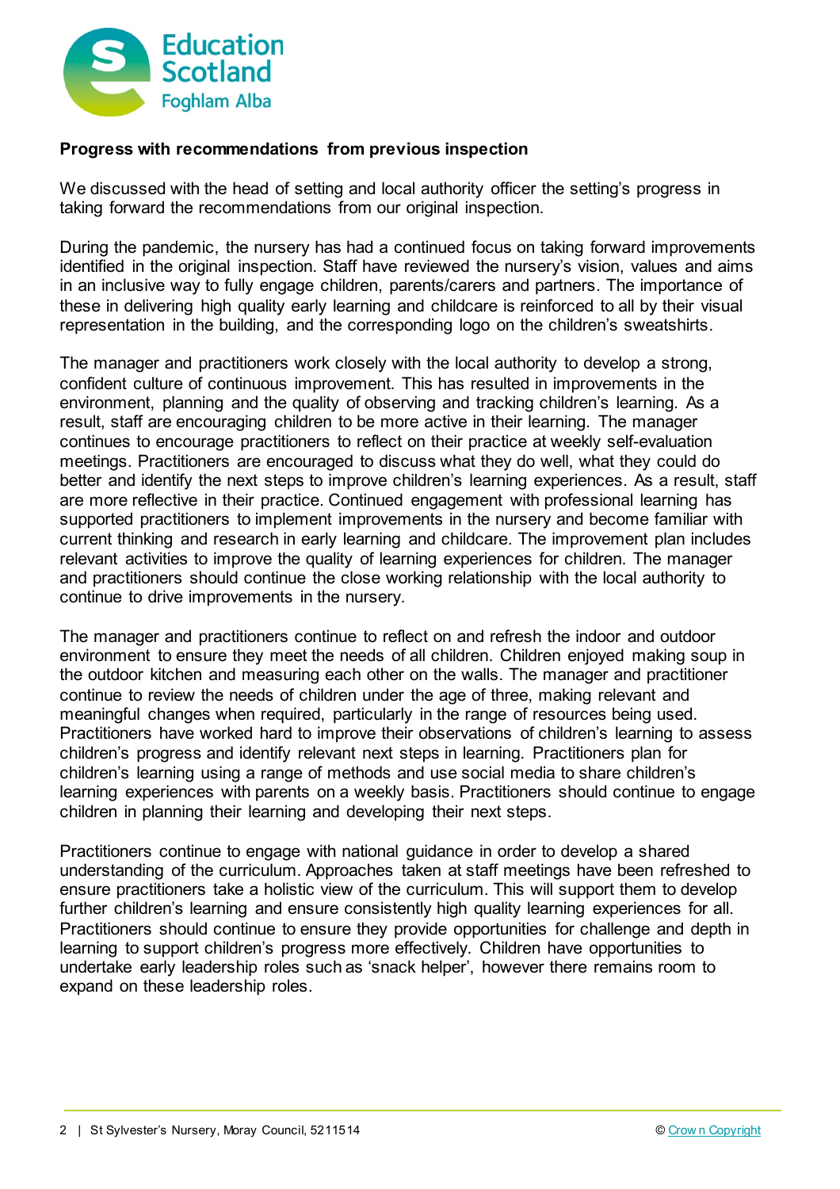**Progress with recommendations from previous inspection**

We discussed with the head of setting and local authority officer the setting's progress in taking forward the recommendations from our original inspection.

During the pandemic, the nursery has had a continued focus on taking forward improvements identified in the original inspection. Staff have reviewed the nursery's vision, values and aims in an inclusive way to fully engage children, parents/carers and partners. The importance of these in delivering high quality early learning and childcare is reinforced to all by their visual representation in the building, and the corresponding logo on the children's sweatshirts.

The manager and practitioners work closely with the local authority to develop a strong, confident culture of continuous improvement. This has resulted in improvements in the environment, planning and the quality of observing and tracking children's learning. As a result, staff are encouraging children to be more active in their learning. The manager continues to encourage practitioners to reflect on their practice at weekly self-evaluation meetings. Practitioners are encouraged to discuss what they do well, what they could do better and identify the next steps to improve children's learning experiences. As a result, staff are more reflective in their practice. Continued engagement with professional learning has supported practitioners to implement improvements in the nursery and become familiar with current thinking and research in early learning and childcare. The improvement plan includes relevant activities to improve the quality of learning experiences for children. The manager and practitioners should continue the close working relationship with the local authority to continue to drive improvements in the nursery.

The manager and practitioners continue to reflect on and refresh the indoor and outdoor environment to ensure they meet the needs of all children. Children enjoyed making soup in the outdoor kitchen and measuring each other on the walls. The manager and practitioner continue to review the needs of children under the age of three, making relevant and meaningful changes when required, particularly in the range of resources being used. Practitioners have worked hard to improve their observations of children's learning to assess children's progress and identify relevant next steps in learning. Practitioners plan for children's learning using a range of methods and use social media to share children's learning experiences with parents on a weekly basis. Practitioners should continue to engage children in planning their learning and developing their next steps.

Practitioners continue to engage with national guidance in order to develop a shared understanding of the curriculum. Approaches taken at staff meetings have been refreshed to ensure practitioners take a holistic view of the curriculum. This will support them to develop further children's learning and ensure consistently high quality learning experiences for all. Practitioners should continue to ensure they provide opportunities for challenge and depth in learning to support children's progress more effectively. Children have opportunities to undertake early leadership roles such as 'snack helper', however there remains room to expand on these leadership roles.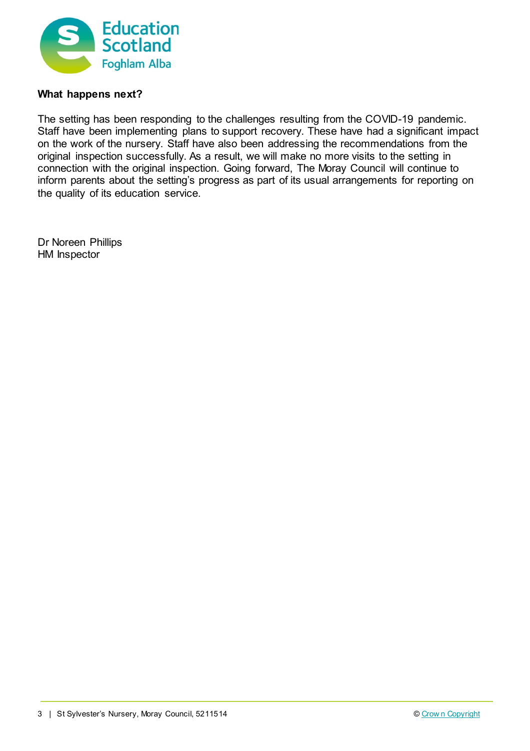### What happens next?

The setting has been responding to the challenges resulting from the COVID-19 pandemic. Staff have been implementing plans to support recovery. These have had a significant impact on the work of the nursery. Staff have also been addressing the recommendations from the original inspection successfully. As a result, we will make no more visits to the setting in connection with the original inspection. Going forward, The Moray Council will continue to inform parents about the setting's progress as part of its usual arrangements for reporting on the quality of its education service.

Dr Noreen Phillips
HM Inspector